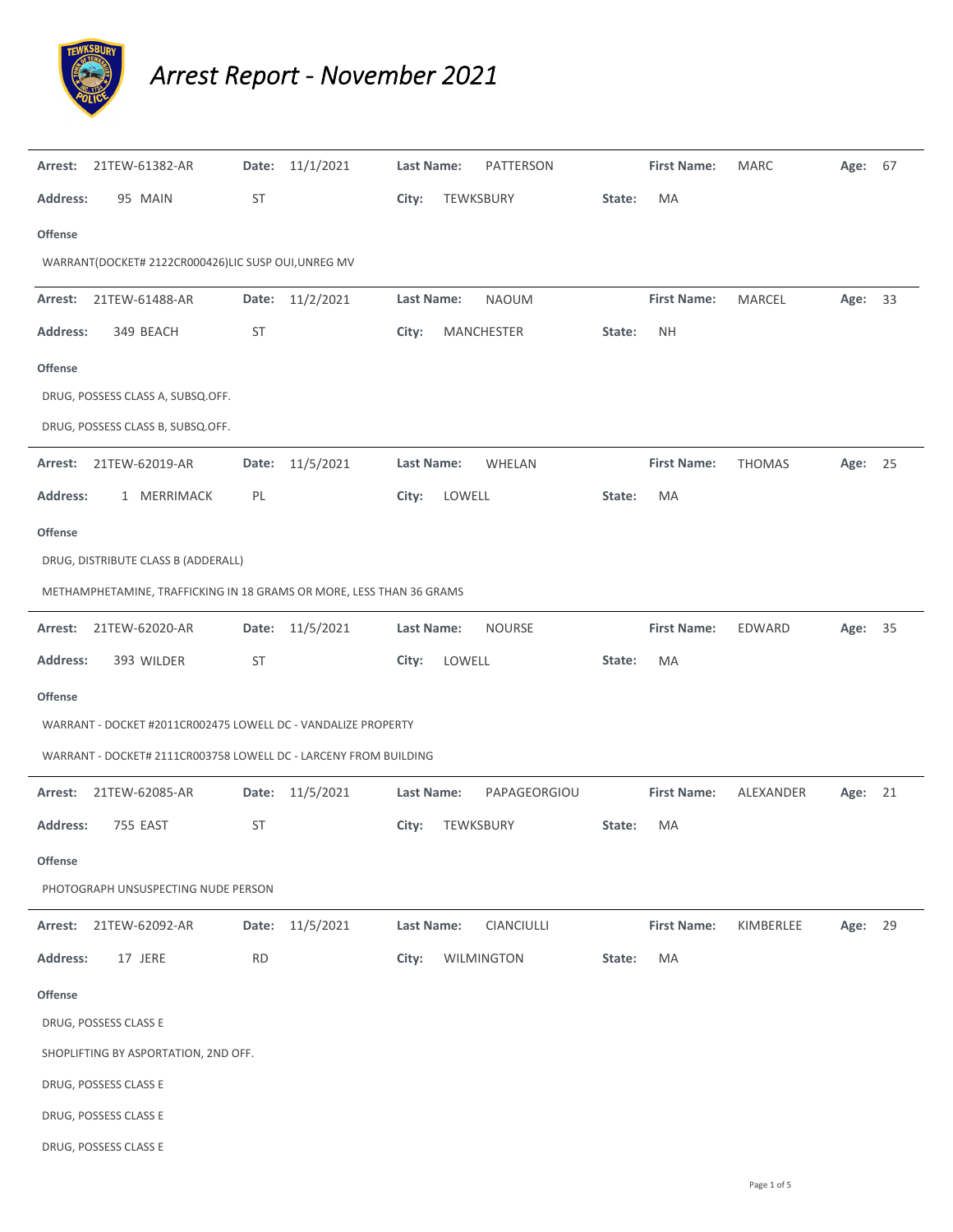# Arrest Report - November 2021

**Arrest:** 21TEW-61382-AR **Date:** 11/1/2021 **Last Name:** PATTERSON **First Name:** MARC **Age:** 67

**Address:** 95 MAIN ST **City:** TEWKSBURY **State:** MA

**Offense**

WARRANT(DOCKET# 2122CR000426)LIC SUSP OUI,UNREG MV

---

**Arrest:** 21TEW-61488-AR **Date:** 11/2/2021 **Last Name:** NAOUM **First Name:** MARCEL **Age:** 33

**Address:** 349 BEACH ST **City:** MANCHESTER **State:** NH

**Offense**

DRUG, POSSESS CLASS A, SUBSQ.OFF.

DRUG, POSSESS CLASS B, SUBSQ.OFF.

---

**Arrest:** 21TEW-62019-AR **Date:** 11/5/2021 **Last Name:** WHELAN **First Name:** THOMAS **Age:** 25

**Address:** 1 MERRIMACK PL **City:** LOWELL **State:** MA

**Offense**

DRUG, DISTRIBUTE CLASS B (ADDERALL)

METHAMPHETAMINE, TRAFFICKING IN 18 GRAMS OR MORE, LESS THAN 36 GRAMS

---

**Arrest:** 21TEW-62020-AR **Date:** 11/5/2021 **Last Name:** NOURSE **First Name:** EDWARD **Age:** 35

**Address:** 393 WILDER ST **City:** LOWELL **State:** MA

**Offense**

WARRANT - DOCKET #2011CR002475 LOWELL DC - VANDALIZE PROPERTY

WARRANT - DOCKET# 2111CR003758 LOWELL DC - LARCENY FROM BUILDING

---

**Arrest:** 21TEW-62085-AR **Date:** 11/5/2021 **Last Name:** PAPAGEORGIOU **First Name:** ALEXANDER **Age:** 21

**Address:** 755 EAST ST **City:** TEWKSBURY **State:** MA

**Offense**

PHOTOGRAPH UNSUSPECTING NUDE PERSON

---

**Arrest:** 21TEW-62092-AR **Date:** 11/5/2021 **Last Name:** CIANCIULLI **First Name:** KIMBERLEE **Age:** 29

**Address:** 17 JERE RD **City:** WILMINGTON **State:** MA

**Offense**

DRUG, POSSESS CLASS E

SHOPLIFTING BY ASPORTATION, 2ND OFF.

DRUG, POSSESS CLASS E

DRUG, POSSESS CLASS E

DRUG, POSSESS CLASS E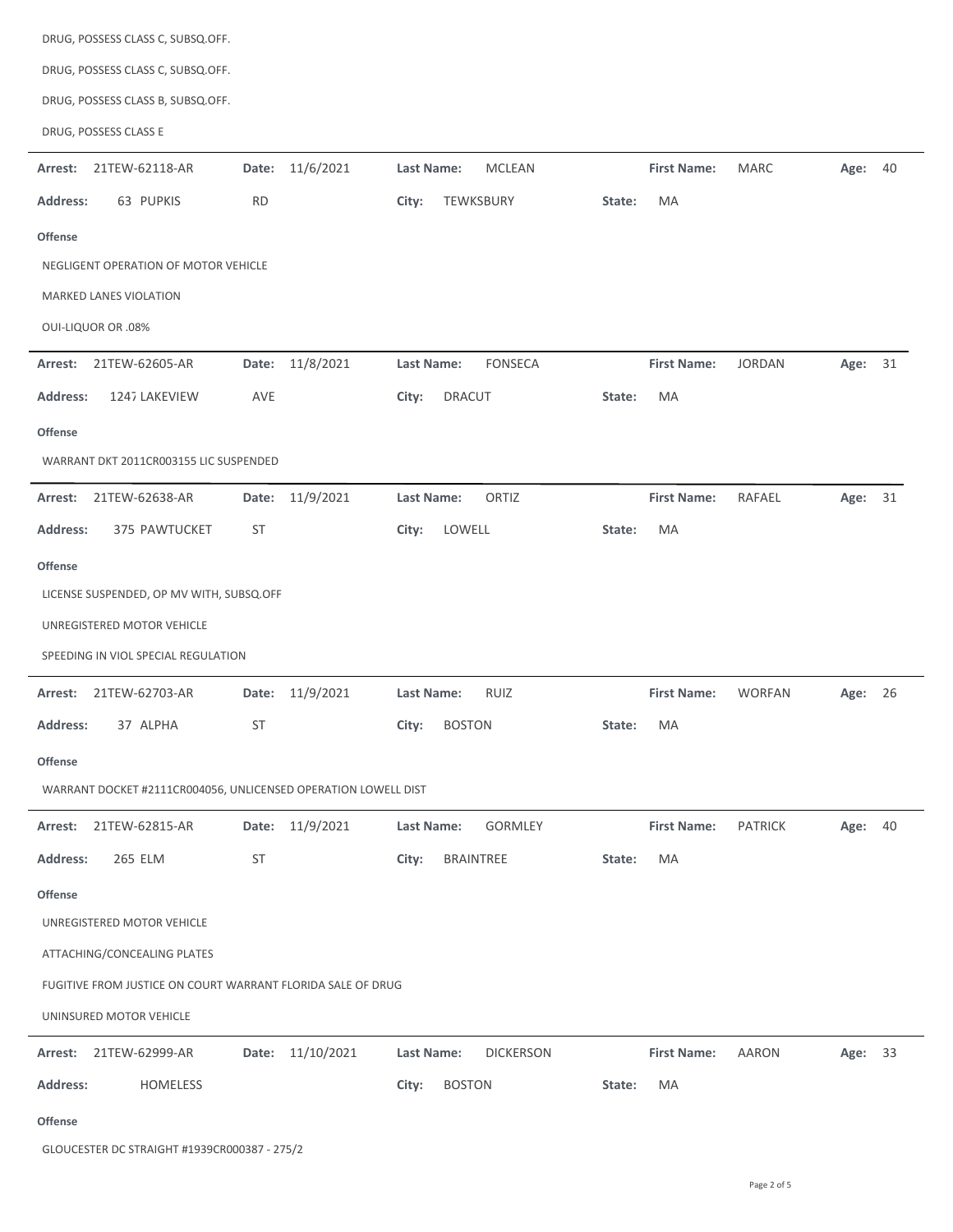DRUG, POSSESS CLASS C, SUBSQ.OFF.

DRUG, POSSESS CLASS C, SUBSQ.OFF.

DRUG, POSSESS CLASS B, SUBSQ.OFF.

DRUG, POSSESS CLASS E

---

**Arrest:** 21TEW-62118-AR **Date:** 11/6/2021 **Last Name:** MCLEAN **First Name:** MARC **Age:** 40

**Address:** 63 PUPKIS RD **City:** TEWKSBURY **State:** MA

**Offense**

NEGLIGENT OPERATION OF MOTOR VEHICLE

MARKED LANES VIOLATION

OUI-LIQUOR OR .08%

---

**Arrest:** 21TEW-62605-AR **Date:** 11/8/2021 **Last Name:** FONSECA **First Name:** JORDAN **Age:** 31

**Address:** 1247 LAKEVIEW AVE **City:** DRACUT **State:** MA

**Offense**

WARRANT DKT 2011CR003155 LIC SUSPENDED

---

**Arrest:** 21TEW-62638-AR **Date:** 11/9/2021 **Last Name:** ORTIZ **First Name:** RAFAEL **Age:** 31

**Address:** 375 PAWTUCKET ST **City:** LOWELL **State:** MA

**Offense**

LICENSE SUSPENDED, OP MV WITH, SUBSQ.OFF

UNREGISTERED MOTOR VEHICLE

SPEEDING IN VIOL SPECIAL REGULATION

---

**Arrest:** 21TEW-62703-AR **Date:** 11/9/2021 **Last Name:** RUIZ **First Name:** WORFAN **Age:** 26

**Address:** 37 ALPHA ST **City:** BOSTON **State:** MA

**Offense**

WARRANT DOCKET #2111CR004056, UNLICENSED OPERATION LOWELL DIST

---

**Arrest:** 21TEW-62815-AR **Date:** 11/9/2021 **Last Name:** GORMLEY **First Name:** PATRICK **Age:** 40

**Address:** 265 ELM ST **City:** BRAINTREE **State:** MA

**Offense**

UNREGISTERED MOTOR VEHICLE

ATTACHING/CONCEALING PLATES

FUGITIVE FROM JUSTICE ON COURT WARRANT FLORIDA SALE OF DRUG

UNINSURED MOTOR VEHICLE

---

**Arrest:** 21TEW-62999-AR **Date:** 11/10/2021 **Last Name:** DICKERSON **First Name:** AARON **Age:** 33

**Address:** HOMELESS **City:** BOSTON **State:** MA

**Offense**

GLOUCESTER DC STRAIGHT #1939CR000387 - 275/2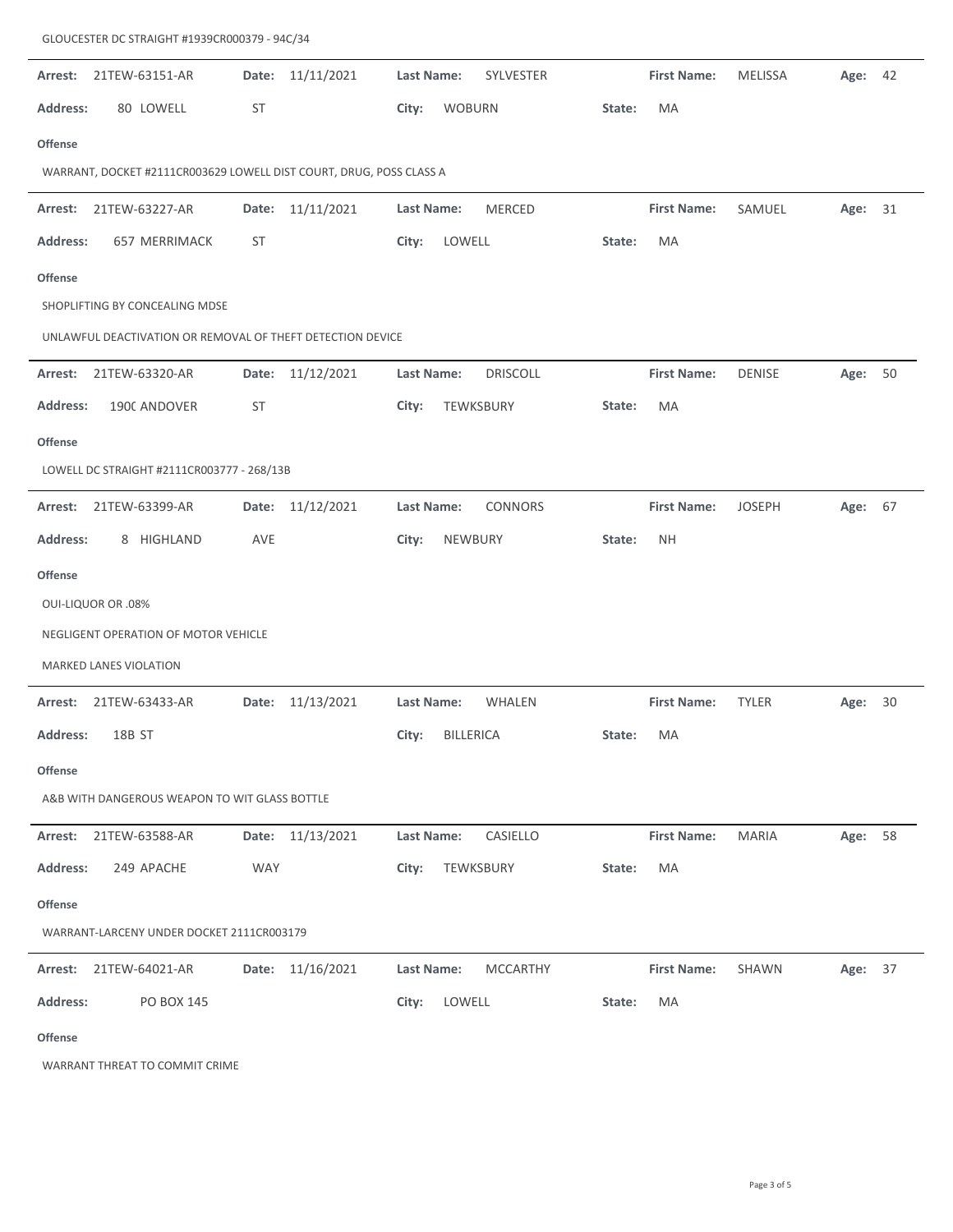GLOUCESTER DC STRAIGHT #1939CR000379 - 94C/34

---

**Arrest:** 21TEW-63151-AR **Date:** 11/11/2021 **Last Name:** SYLVESTER **First Name:** MELISSA **Age:** 42

**Address:** 80 LOWELL ST **City:** WOBURN **State:** MA

**Offense**

WARRANT, DOCKET #2111CR003629 LOWELL DIST COURT, DRUG, POSS CLASS A

---

**Arrest:** 21TEW-63227-AR **Date:** 11/11/2021 **Last Name:** MERCED **First Name:** SAMUEL **Age:** 31

**Address:** 657 MERRIMACK ST **City:** LOWELL **State:** MA

**Offense**

SHOPLIFTING BY CONCEALING MDSE

UNLAWFUL DEACTIVATION OR REMOVAL OF THEFT DETECTION DEVICE

---

**Arrest:** 21TEW-63320-AR **Date:** 11/12/2021 **Last Name:** DRISCOLL **First Name:** DENISE **Age:** 50

**Address:** 190( ANDOVER ST **City:** TEWKSBURY **State:** MA

**Offense**

LOWELL DC STRAIGHT #2111CR003777 - 268/13B

---

**Arrest:** 21TEW-63399-AR **Date:** 11/12/2021 **Last Name:** CONNORS **First Name:** JOSEPH **Age:** 67

**Address:** 8 HIGHLAND AVE **City:** NEWBURY **State:** NH

**Offense**

OUI-LIQUOR OR .08%

NEGLIGENT OPERATION OF MOTOR VEHICLE

MARKED LANES VIOLATION

---

**Arrest:** 21TEW-63433-AR **Date:** 11/13/2021 **Last Name:** WHALEN **First Name:** TYLER **Age:** 30

**Address:** 18B ST **City:** BILLERICA **State:** MA

**Offense**

A&B WITH DANGEROUS WEAPON TO WIT GLASS BOTTLE

---

**Arrest:** 21TEW-63588-AR **Date:** 11/13/2021 **Last Name:** CASIELLO **First Name:** MARIA **Age:** 58

**Address:** 249 APACHE WAY **City:** TEWKSBURY **State:** MA

**Offense**

WARRANT-LARCENY UNDER DOCKET 2111CR003179

---

**Arrest:** 21TEW-64021-AR **Date:** 11/16/2021 **Last Name:** MCCARTHY **First Name:** SHAWN **Age:** 37

**Address:** PO BOX 145 **City:** LOWELL **State:** MA

**Offense**

WARRANT THREAT TO COMMIT CRIME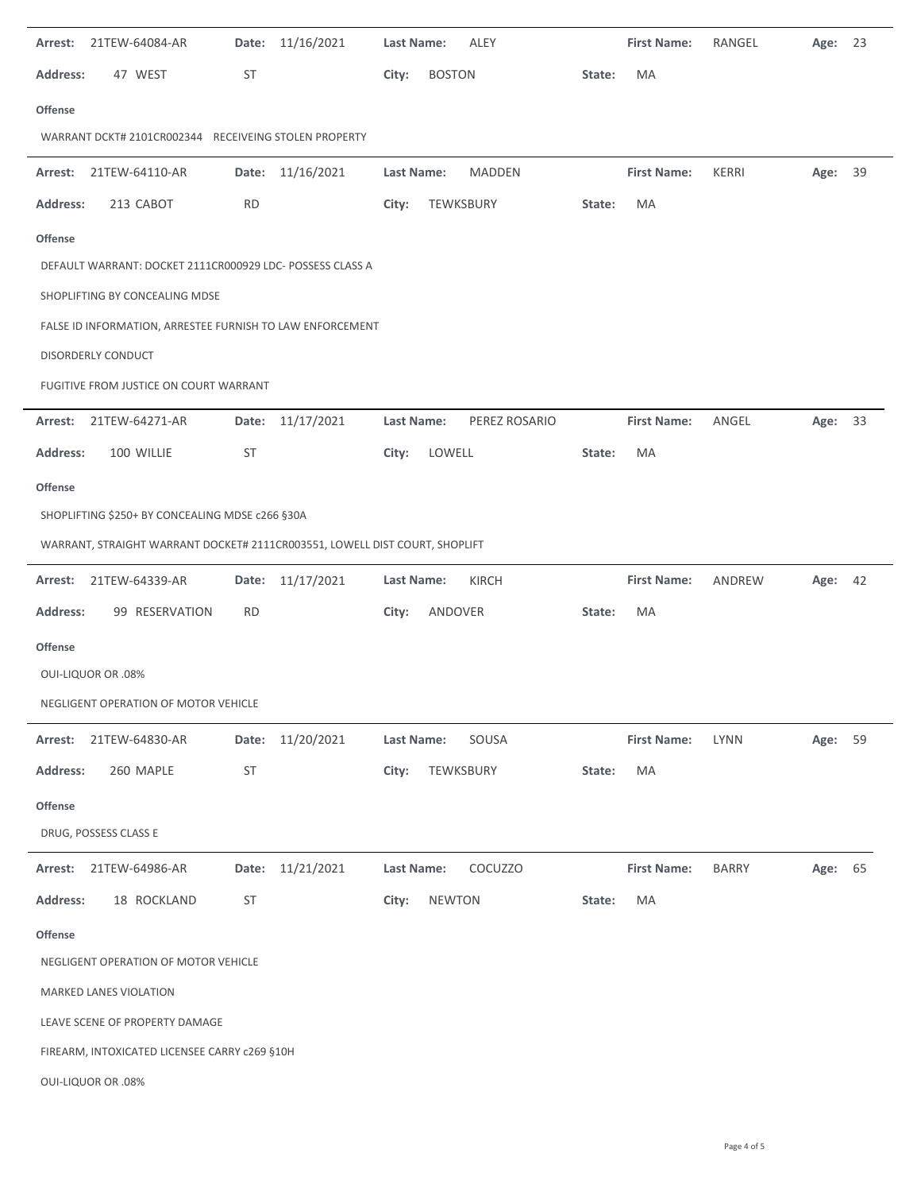**Arrest:** 21TEW-64084-AR **Date:** 11/16/2021 **Last Name:** ALEY **First Name:** RANGEL **Age:** 23

**Address:** 47 WEST ST **City:** BOSTON **State:** MA

**Offense**

WARRANT DCKT# 2101CR002344 RECEIVEING STOLEN PROPERTY

---

**Arrest:** 21TEW-64110-AR **Date:** 11/16/2021 **Last Name:** MADDEN **First Name:** KERRI **Age:** 39

**Address:** 213 CABOT RD **City:** TEWKSBURY **State:** MA

**Offense**

DEFAULT WARRANT: DOCKET 2111CR000929 LDC- POSSESS CLASS A

SHOPLIFTING BY CONCEALING MDSE

FALSE ID INFORMATION, ARRESTEE FURNISH TO LAW ENFORCEMENT

DISORDERLY CONDUCT

FUGITIVE FROM JUSTICE ON COURT WARRANT

---

**Arrest:** 21TEW-64271-AR **Date:** 11/17/2021 **Last Name:** PEREZ ROSARIO **First Name:** ANGEL **Age:** 33

**Address:** 100 WILLIE ST **City:** LOWELL **State:** MA

**Offense**

SHOPLIFTING $250+ BY CONCEALING MDSE c266 §30A

WARRANT, STRAIGHT WARRANT DOCKET# 2111CR003551, LOWELL DIST COURT, SHOPLIFT

---

**Arrest:** 21TEW-64339-AR **Date:** 11/17/2021 **Last Name:** KIRCH **First Name:** ANDREW **Age:** 42

**Address:** 99 RESERVATION RD **City:** ANDOVER **State:** MA

**Offense**

OUI-LIQUOR OR .08%

NEGLIGENT OPERATION OF MOTOR VEHICLE

---

**Arrest:** 21TEW-64830-AR **Date:** 11/20/2021 **Last Name:** SOUSA **First Name:** LYNN **Age:** 59

**Address:** 260 MAPLE ST **City:** TEWKSBURY **State:** MA

**Offense**

DRUG, POSSESS CLASS E

---

**Arrest:** 21TEW-64986-AR **Date:** 11/21/2021 **Last Name:** COCUZZO **First Name:** BARRY **Age:** 65

**Address:** 18 ROCKLAND ST **City:** NEWTON **State:** MA

**Offense**

NEGLIGENT OPERATION OF MOTOR VEHICLE

MARKED LANES VIOLATION

LEAVE SCENE OF PROPERTY DAMAGE

FIREARM, INTOXICATED LICENSEE CARRY c269 §10H

OUI-LIQUOR OR .08%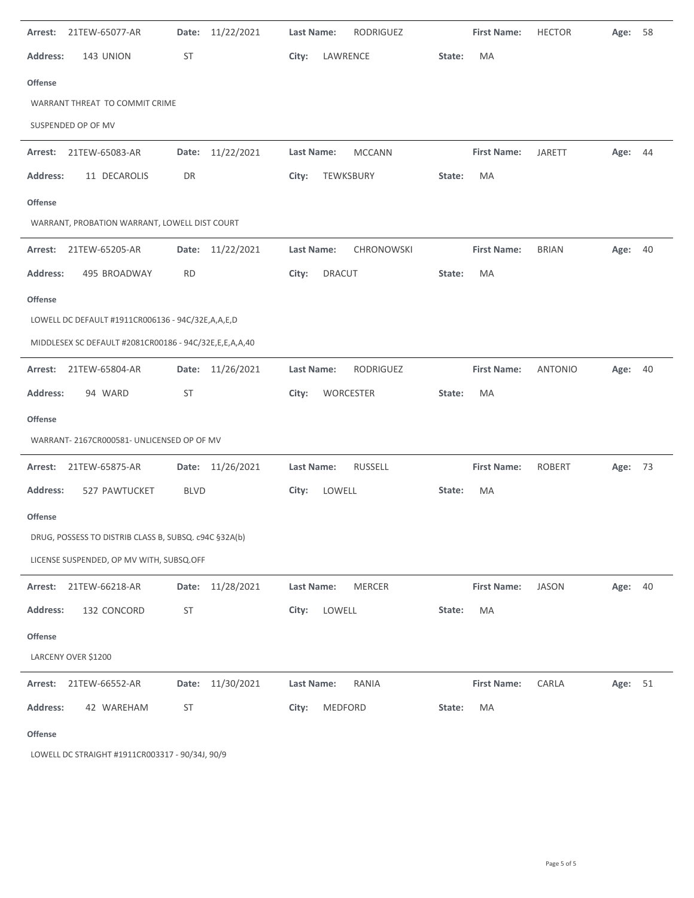**Arrest:** 21TEW-65077-AR **Date:** 11/22/2021 **Last Name:** RODRIGUEZ **First Name:** HECTOR **Age:** 58

**Address:** 143 UNION ST **City:** LAWRENCE **State:** MA

**Offense**

WARRANT THREAT TO COMMIT CRIME

SUSPENDED OP OF MV

---

**Arrest:** 21TEW-65083-AR **Date:** 11/22/2021 **Last Name:** MCCANN **First Name:** JARETT **Age:** 44

**Address:** 11 DECAROLIS DR **City:** TEWKSBURY **State:** MA

**Offense**

WARRANT, PROBATION WARRANT, LOWELL DIST COURT

---

**Arrest:** 21TEW-65205-AR **Date:** 11/22/2021 **Last Name:** CHRONOWSKI **First Name:** BRIAN **Age:** 40

**Address:** 495 BROADWAY RD **City:** DRACUT **State:** MA

**Offense**

LOWELL DC DEFAULT #1911CR006136 - 94C/32E,A,A,E,D

MIDDLESEX SC DEFAULT #2081CR00186 - 94C/32E,E,E,A,A,40

---

**Arrest:** 21TEW-65804-AR **Date:** 11/26/2021 **Last Name:** RODRIGUEZ **First Name:** ANTONIO **Age:** 40

**Address:** 94 WARD ST **City:** WORCESTER **State:** MA

**Offense**

WARRANT- 2167CR000581- UNLICENSED OP OF MV

---

**Arrest:** 21TEW-65875-AR **Date:** 11/26/2021 **Last Name:** RUSSELL **First Name:** ROBERT **Age:** 73

**Address:** 527 PAWTUCKET BLVD **City:** LOWELL **State:** MA

**Offense**

DRUG, POSSESS TO DISTRIB CLASS B, SUBSQ. c94C §32A(b)

LICENSE SUSPENDED, OP MV WITH, SUBSQ.OFF

---

**Arrest:** 21TEW-66218-AR **Date:** 11/28/2021 **Last Name:** MERCER **First Name:** JASON **Age:** 40

**Address:** 132 CONCORD ST **City:** LOWELL **State:** MA

**Offense**

LARCENY OVER $1200

---

**Arrest:** 21TEW-66552-AR **Date:** 11/30/2021 **Last Name:** RANIA **First Name:** CARLA **Age:** 51

**Address:** 42 WAREHAM ST **City:** MEDFORD **State:** MA

**Offense**

LOWELL DC STRAIGHT #1911CR003317 - 90/34J, 90/9